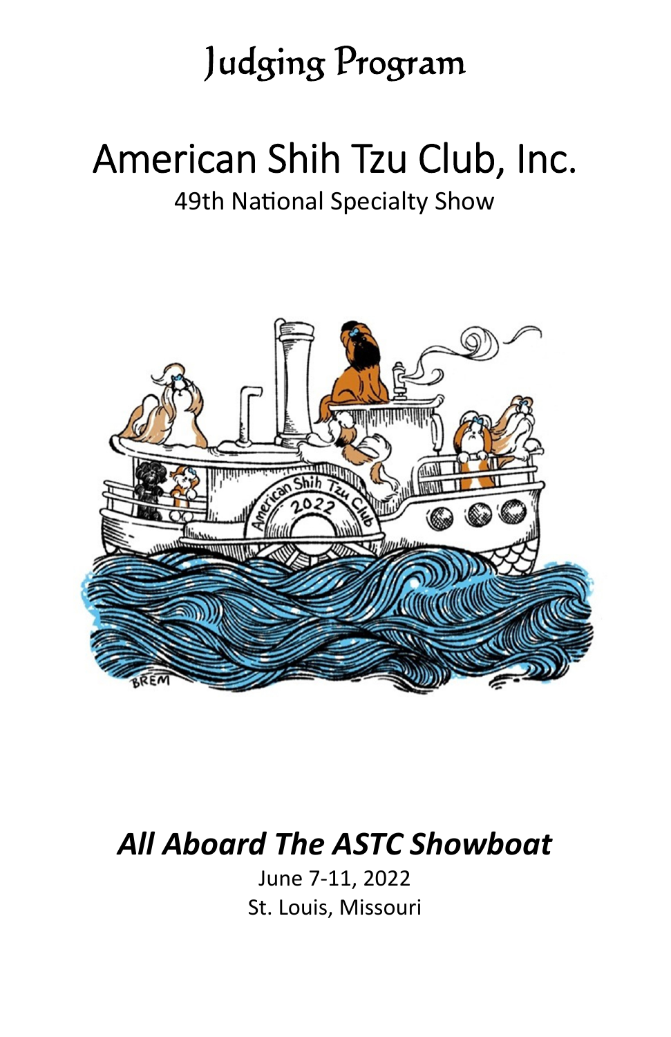# Judging Program

# American Shih Tzu Club, Inc.

## 49th National Specialty Show

***All Aboard The ASTC Showboat***

June 7-11, 2022

St. Louis, Missouri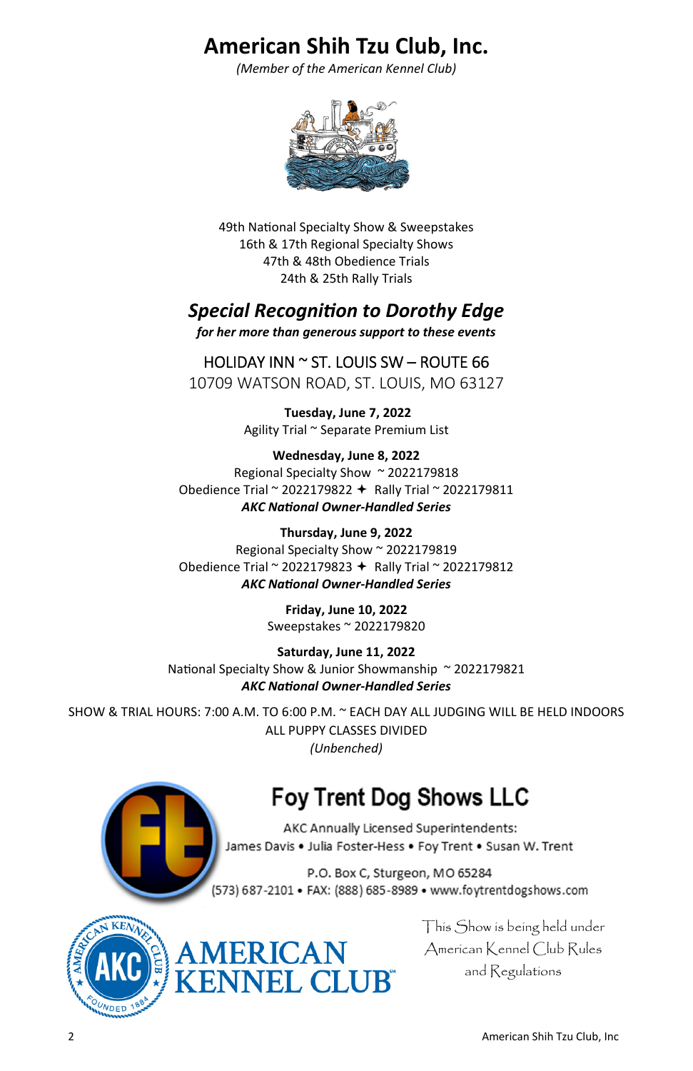# American Shih Tzu Club, Inc.

*(Member of the American Kennel Club)*

49th National Specialty Show & Sweepstakes
16th & 17th Regional Specialty Shows
47th & 48th Obedience Trials
24th & 25th Rally Trials

## *Special Recognition to Dorothy Edge*

***for her more than generous support to these events***

HOLIDAY INN ~ ST. LOUIS SW – ROUTE 66
10709 WATSON ROAD, ST. LOUIS, MO 63127

**Tuesday, June 7, 2022**
Agility Trial ~ Separate Premium List

**Wednesday, June 8, 2022**
Regional Specialty Show ~ 2022179818
Obedience Trial ~ 2022179822 ✦ Rally Trial ~ 2022179811
***AKC National Owner-Handled Series***

**Thursday, June 9, 2022**
Regional Specialty Show ~ 2022179819
Obedience Trial ~ 2022179823 ✦ Rally Trial ~ 2022179812
***AKC National Owner-Handled Series***

**Friday, June 10, 2022**
Sweepstakes ~ 2022179820

**Saturday, June 11, 2022**
National Specialty Show & Junior Showmanship ~ 2022179821
***AKC National Owner-Handled Series***

SHOW & TRIAL HOURS: 7:00 A.M. TO 6:00 P.M. ~ EACH DAY ALL JUDGING WILL BE HELD INDOORS
ALL PUPPY CLASSES DIVIDED
*(Unbenched)*

## Foy Trent Dog Shows LLC

AKC Annually Licensed Superintendents:
James Davis • Julia Foster-Hess • Foy Trent • Susan W. Trent

P.O. Box C, Sturgeon, MO 65284
(573) 687-2101 • FAX: (888) 685-8989 • www.foytrentdogshows.com

AMERICAN KENNEL CLUB

This Show is being held under American Kennel Club Rules and Regulations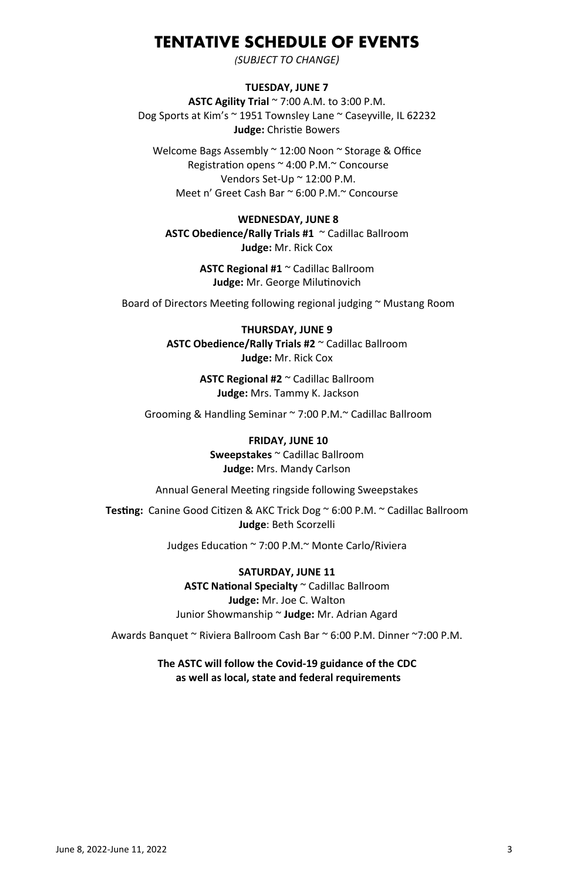# TENTATIVE SCHEDULE OF EVENTS

*(SUBJECT TO CHANGE)*

**TUESDAY, JUNE 7**

**ASTC Agility Trial** ~ 7:00 A.M. to 3:00 P.M.
Dog Sports at Kim's ~ 1951 Townsley Lane ~ Caseyville, IL 62232
**Judge:** Christie Bowers

Welcome Bags Assembly ~ 12:00 Noon ~ Storage & Office
Registration opens ~ 4:00 P.M.~ Concourse
Vendors Set-Up ~ 12:00 P.M.
Meet n' Greet Cash Bar ~ 6:00 P.M.~ Concourse

**WEDNESDAY, JUNE 8**

**ASTC Obedience/Rally Trials #1** ~ Cadillac Ballroom
**Judge:** Mr. Rick Cox

**ASTC Regional #1** ~ Cadillac Ballroom
**Judge:** Mr. George Milutinovich

Board of Directors Meeting following regional judging ~ Mustang Room

**THURSDAY, JUNE 9**

**ASTC Obedience/Rally Trials #2** ~ Cadillac Ballroom
**Judge:** Mr. Rick Cox

**ASTC Regional #2** ~ Cadillac Ballroom
**Judge:** Mrs. Tammy K. Jackson

Grooming & Handling Seminar ~ 7:00 P.M.~ Cadillac Ballroom

**FRIDAY, JUNE 10**

**Sweepstakes** ~ Cadillac Ballroom
**Judge:** Mrs. Mandy Carlson

Annual General Meeting ringside following Sweepstakes

**Testing:** Canine Good Citizen & AKC Trick Dog ~ 6:00 P.M. ~ Cadillac Ballroom
**Judge**: Beth Scorzelli

Judges Education ~ 7:00 P.M.~ Monte Carlo/Riviera

**SATURDAY, JUNE 11**

**ASTC National Specialty** ~ Cadillac Ballroom
**Judge:** Mr. Joe C. Walton
Junior Showmanship ~ **Judge:** Mr. Adrian Agard

Awards Banquet ~ Riviera Ballroom Cash Bar ~ 6:00 P.M. Dinner ~7:00 P.M.

**The ASTC will follow the Covid-19 guidance of the CDC as well as local, state and federal requirements**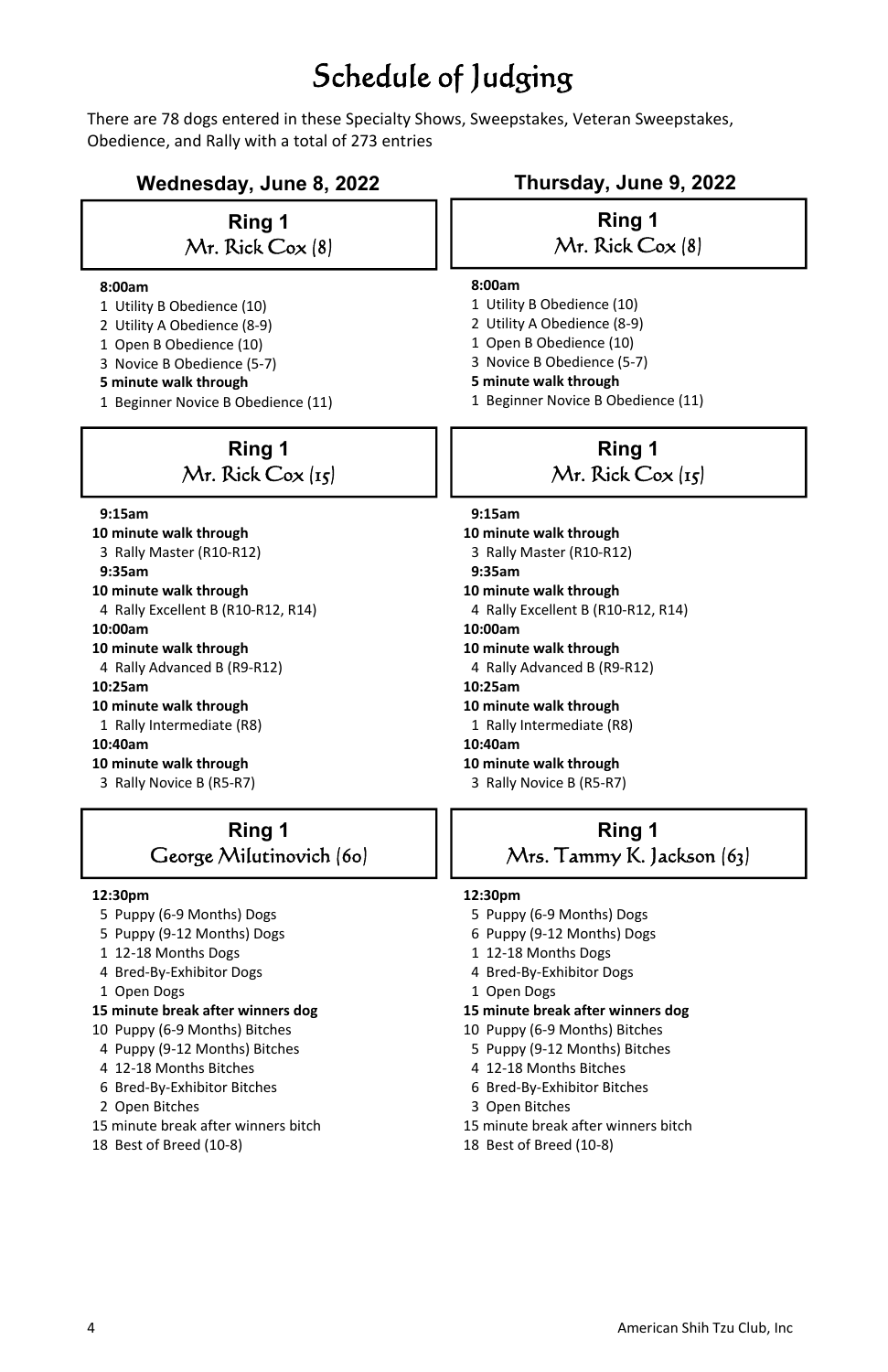# Schedule of Judging

There are 78 dogs entered in these Specialty Shows, Sweepstakes, Veteran Sweepstakes, Obedience, and Rally with a total of 273 entries

## Wednesday, June 8, 2022

### Ring 1
Mr. Rick Cox (8)

**8:00am**
1 Utility B Obedience (10)
2 Utility A Obedience (8-9)
1 Open B Obedience (10)
3 Novice B Obedience (5-7)
**5 minute walk through**
1 Beginner Novice B Obedience (11)

### Ring 1
Mr. Rick Cox (15)

**9:15am**
**10 minute walk through**
3 Rally Master (R10-R12)
**9:35am**
**10 minute walk through**
4 Rally Excellent B (R10-R12, R14)
**10:00am**
**10 minute walk through**
4 Rally Advanced B (R9-R12)
**10:25am**
**10 minute walk through**
1 Rally Intermediate (R8)
**10:40am**
**10 minute walk through**
3 Rally Novice B (R5-R7)

### Ring 1
George Milutinovich (60)

**12:30pm**
5 Puppy (6-9 Months) Dogs
5 Puppy (9-12 Months) Dogs
1 12-18 Months Dogs
4 Bred-By-Exhibitor Dogs
1 Open Dogs
**15 minute break after winners dog**
10 Puppy (6-9 Months) Bitches
4 Puppy (9-12 Months) Bitches
4 12-18 Months Bitches
6 Bred-By-Exhibitor Bitches
2 Open Bitches
15 minute break after winners bitch
18 Best of Breed (10-8)

## Thursday, June 9, 2022

### Ring 1
Mr. Rick Cox (8)

**8:00am**
1 Utility B Obedience (10)
2 Utility A Obedience (8-9)
1 Open B Obedience (10)
3 Novice B Obedience (5-7)
**5 minute walk through**
1 Beginner Novice B Obedience (11)

### Ring 1
Mr. Rick Cox (15)

**9:15am**
**10 minute walk through**
3 Rally Master (R10-R12)
**9:35am**
**10 minute walk through**
4 Rally Excellent B (R10-R12, R14)
**10:00am**
**10 minute walk through**
4 Rally Advanced B (R9-R12)
**10:25am**
**10 minute walk through**
1 Rally Intermediate (R8)
**10:40am**
**10 minute walk through**
3 Rally Novice B (R5-R7)

### Ring 1
Mrs. Tammy K. Jackson (63)

**12:30pm**
5 Puppy (6-9 Months) Dogs
6 Puppy (9-12 Months) Dogs
1 12-18 Months Dogs
4 Bred-By-Exhibitor Dogs
1 Open Dogs
**15 minute break after winners dog**
10 Puppy (6-9 Months) Bitches
5 Puppy (9-12 Months) Bitches
4 12-18 Months Bitches
6 Bred-By-Exhibitor Bitches
3 Open Bitches
15 minute break after winners bitch
18 Best of Breed (10-8)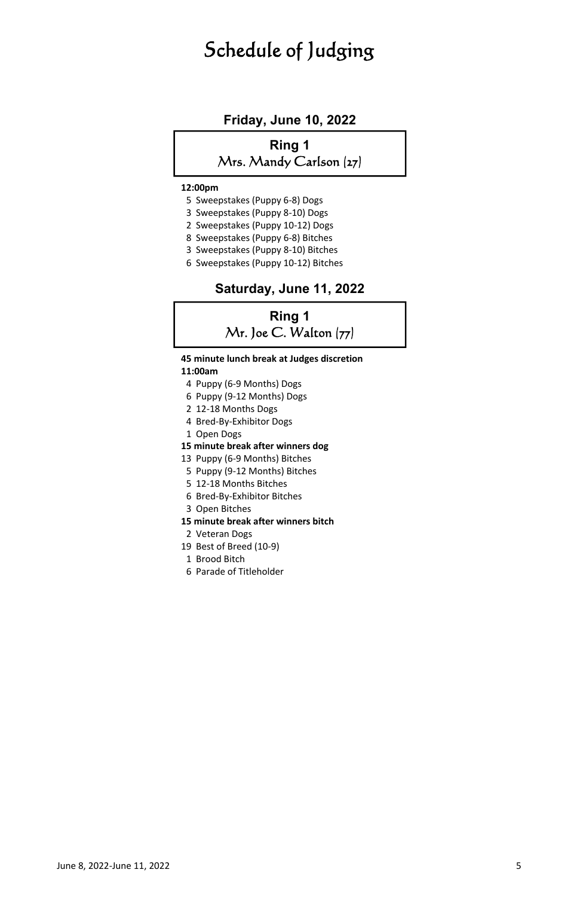# Schedule of Judging

## Friday, June 10, 2022

### Ring 1
Mrs. Mandy Carlson (27)

**12:00pm**

- 5 Sweepstakes (Puppy 6-8) Dogs
- 3 Sweepstakes (Puppy 8-10) Dogs
- 2 Sweepstakes (Puppy 10-12) Dogs
- 8 Sweepstakes (Puppy 6-8) Bitches
- 3 Sweepstakes (Puppy 8-10) Bitches
- 6 Sweepstakes (Puppy 10-12) Bitches

## Saturday, June 11, 2022

### Ring 1
Mr. Joe C. Walton (77)

**45 minute lunch break at Judges discretion**

**11:00am**

- 4 Puppy (6-9 Months) Dogs
- 6 Puppy (9-12 Months) Dogs
- 2 12-18 Months Dogs
- 4 Bred-By-Exhibitor Dogs
- 1 Open Dogs

**15 minute break after winners dog**

- 13 Puppy (6-9 Months) Bitches
- 5 Puppy (9-12 Months) Bitches
- 5 12-18 Months Bitches
- 6 Bred-By-Exhibitor Bitches
- 3 Open Bitches

**15 minute break after winners bitch**

- 2 Veteran Dogs
- 19 Best of Breed (10-9)
- 1 Brood Bitch
- 6 Parade of Titleholder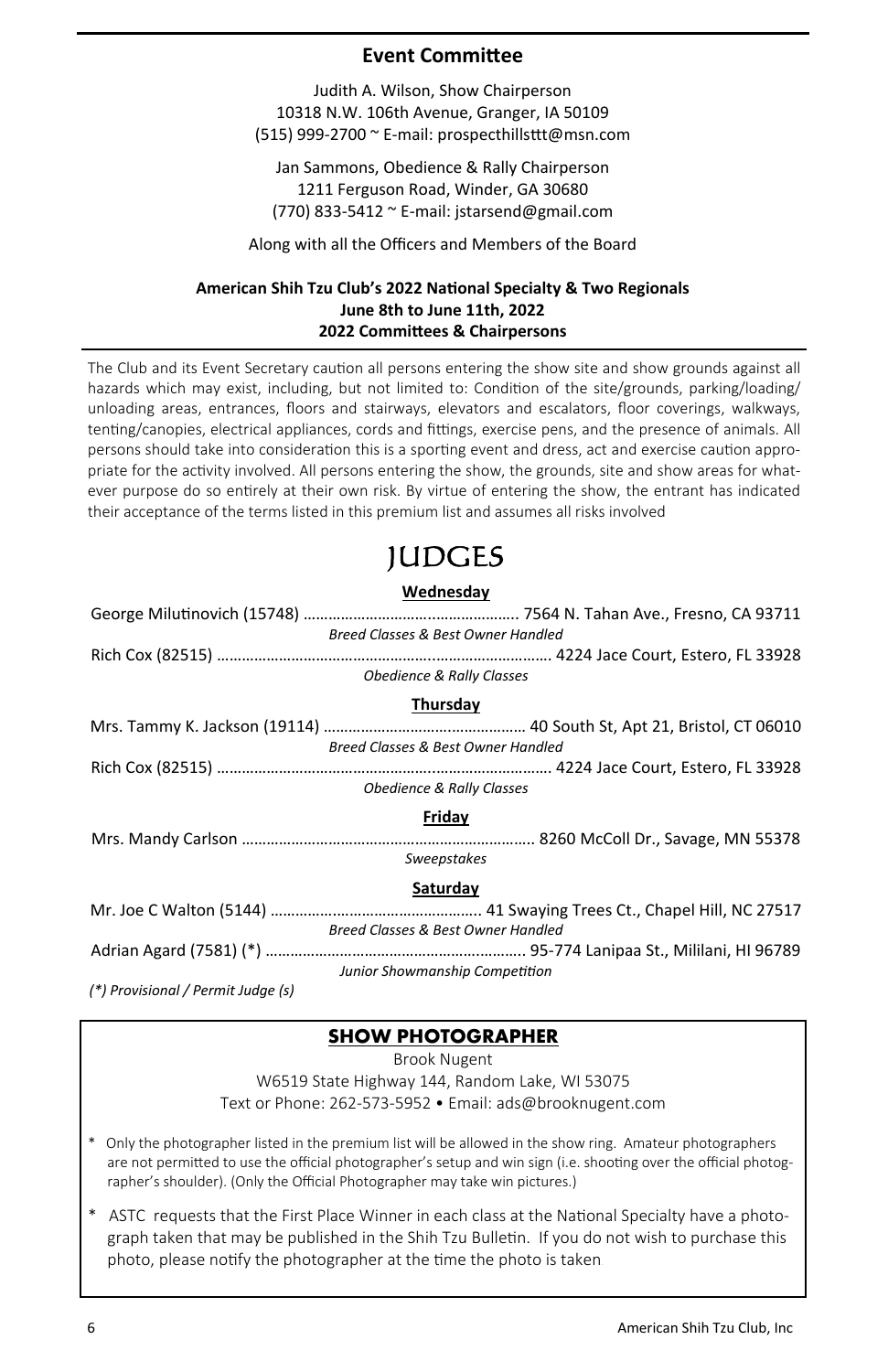## Event Committee

Judith A. Wilson, Show Chairperson
10318 N.W. 106th Avenue, Granger, IA 50109
(515) 999-2700 ~ E-mail: prospecthillsttt@msn.com

Jan Sammons, Obedience & Rally Chairperson
1211 Ferguson Road, Winder, GA 30680
(770) 833-5412 ~ E-mail: jstarsend@gmail.com

Along with all the Officers and Members of the Board

**American Shih Tzu Club's 2022 National Specialty & Two Regionals**
**June 8th to June 11th, 2022**
**2022 Committees & Chairpersons**

The Club and its Event Secretary caution all persons entering the show site and show grounds against all hazards which may exist, including, but not limited to: Condition of the site/grounds, parking/loading/unloading areas, entrances, floors and stairways, elevators and escalators, floor coverings, walkways, tenting/canopies, electrical appliances, cords and fittings, exercise pens, and the presence of animals. All persons should take into consideration this is a sporting event and dress, act and exercise caution appropriate for the activity involved. All persons entering the show, the grounds, site and show areas for whatever purpose do so entirely at their own risk. By virtue of entering the show, the entrant has indicated their acceptance of the terms listed in this premium list and assumes all risks involved

# JUDGES

### Wednesday

George Milutinovich (15748) ........ 7564 N. Tahan Ave., Fresno, CA 93711
*Breed Classes & Best Owner Handled*

Rich Cox (82515) ........ 4224 Jace Court, Estero, FL 33928
*Obedience & Rally Classes*

### Thursday

Mrs. Tammy K. Jackson (19114) ........ 40 South St, Apt 21, Bristol, CT 06010
*Breed Classes & Best Owner Handled*

Rich Cox (82515) ........ 4224 Jace Court, Estero, FL 33928
*Obedience & Rally Classes*

### Friday

Mrs. Mandy Carlson ........ 8260 McColl Dr., Savage, MN 55378
*Sweepstakes*

### Saturday

Mr. Joe C Walton (5144) ........ 41 Swaying Trees Ct., Chapel Hill, NC 27517
*Breed Classes & Best Owner Handled*

Adrian Agard (7581) (*) ........ 95-774 Lanipaa St., Mililani, HI 96789
*Junior Showmanship Competition*

*(*) Provisional / Permit Judge (s)*

## SHOW PHOTOGRAPHER

Brook Nugent
W6519 State Highway 144, Random Lake, WI 53075
Text or Phone: 262-573-5952 • Email: ads@brooknugent.com

* Only the photographer listed in the premium list will be allowed in the show ring. Amateur photographers are not permitted to use the official photographer's setup and win sign (i.e. shooting over the official photographer's shoulder). (Only the Official Photographer may take win pictures.)
* ASTC requests that the First Place Winner in each class at the National Specialty have a photograph taken that may be published in the Shih Tzu Bulletin. If you do not wish to purchase this photo, please notify the photographer at the time the photo is taken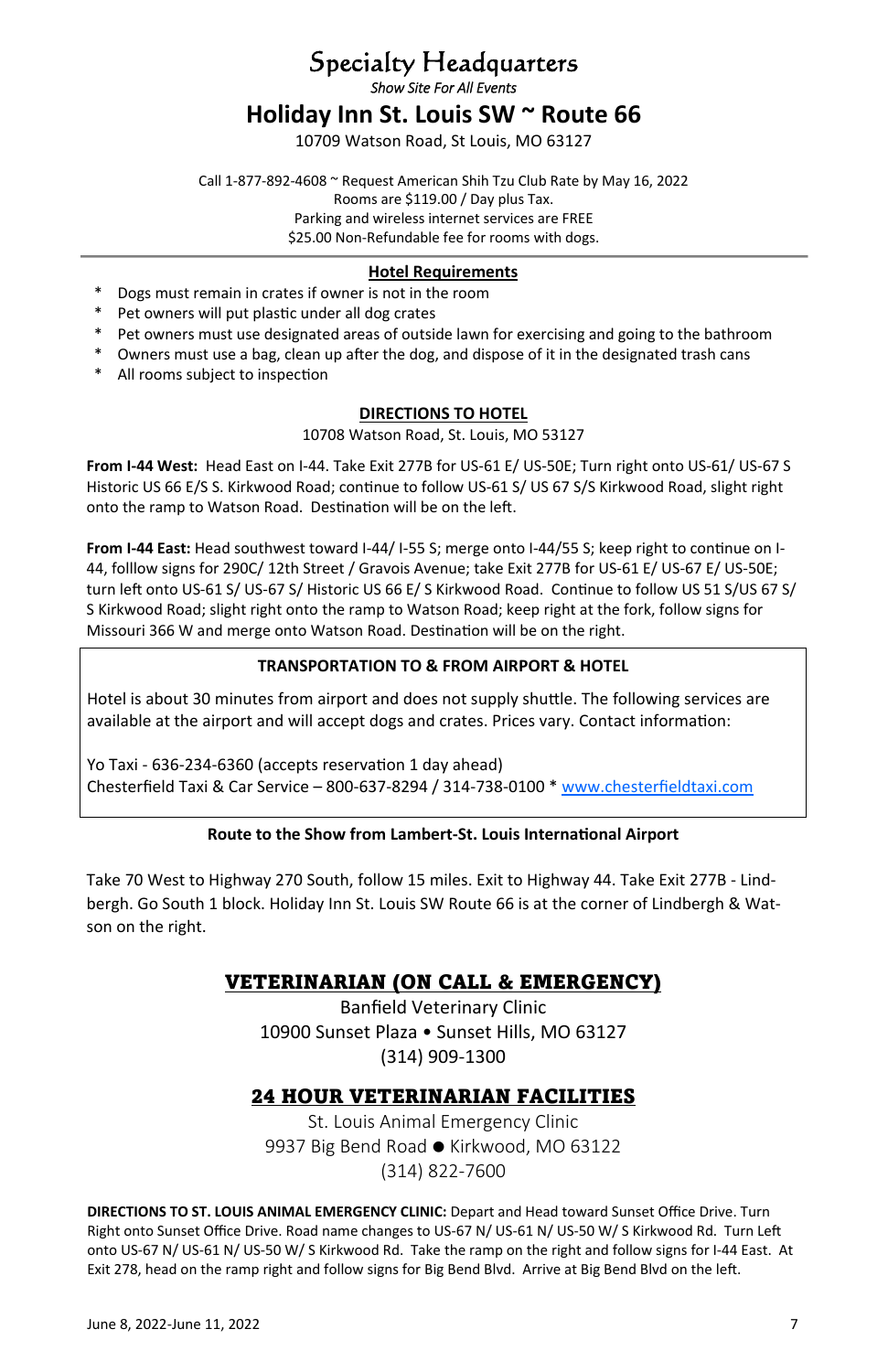# Specialty Headquarters

*Show Site For All Events*

## Holiday Inn St. Louis SW ~ Route 66

10709 Watson Road, St Louis, MO 63127

Call 1-877-892-4608 ~ Request American Shih Tzu Club Rate by May 16, 2022
Rooms are $119.00 / Day plus Tax.
Parking and wireless internet services are FREE
$25.00 Non-Refundable fee for rooms with dogs.

---

### Hotel Requirements

* Dogs must remain in crates if owner is not in the room
* Pet owners will put plastic under all dog crates
* Pet owners must use designated areas of outside lawn for exercising and going to the bathroom
* Owners must use a bag, clean up after the dog, and dispose of it in the designated trash cans
* All rooms subject to inspection

### DIRECTIONS TO HOTEL

10708 Watson Road, St. Louis, MO 53127

**From I-44 West:** Head East on I-44. Take Exit 277B for US-61 E/ US-50E; Turn right onto US-61/ US-67 S Historic US 66 E/S S. Kirkwood Road; continue to follow US-61 S/ US 67 S/S Kirkwood Road, slight right onto the ramp to Watson Road. Destination will be on the left.

**From I-44 East:** Head southwest toward I-44/ I-55 S; merge onto I-44/55 S; keep right to continue on I-44, folllow signs for 290C/ 12th Street / Gravois Avenue; take Exit 277B for US-61 E/ US-67 E/ US-50E; turn left onto US-61 S/ US-67 S/ Historic US 66 E/ S Kirkwood Road. Continue to follow US 51 S/US 67 S/ S Kirkwood Road; slight right onto the ramp to Watson Road; keep right at the fork, follow signs for Missouri 366 W and merge onto Watson Road. Destination will be on the right.

### TRANSPORTATION TO & FROM AIRPORT & HOTEL

Hotel is about 30 minutes from airport and does not supply shuttle. The following services are available at the airport and will accept dogs and crates. Prices vary. Contact information:

Yo Taxi - 636-234-6360 (accepts reservation 1 day ahead)
Chesterfield Taxi & Car Service – 800-637-8294 / 314-738-0100 * www.chesterfieldtaxi.com

### Route to the Show from Lambert-St. Louis International Airport

Take 70 West to Highway 270 South, follow 15 miles. Exit to Highway 44. Take Exit 277B - Lindbergh. Go South 1 block. Holiday Inn St. Louis SW Route 66 is at the corner of Lindbergh & Watson on the right.

## VETERINARIAN (ON CALL & EMERGENCY)

Banfield Veterinary Clinic
10900 Sunset Plaza • Sunset Hills, MO 63127
(314) 909-1300

## 24 HOUR VETERINARIAN FACILITIES

St. Louis Animal Emergency Clinic
9937 Big Bend Road ● Kirkwood, MO 63122
(314) 822-7600

**DIRECTIONS TO ST. LOUIS ANIMAL EMERGENCY CLINIC:** Depart and Head toward Sunset Office Drive. Turn Right onto Sunset Office Drive. Road name changes to US-67 N/ US-61 N/ US-50 W/ S Kirkwood Rd. Turn Left onto US-67 N/ US-61 N/ US-50 W/ S Kirkwood Rd. Take the ramp on the right and follow signs for I-44 East. At Exit 278, head on the ramp right and follow signs for Big Bend Blvd. Arrive at Big Bend Blvd on the left.

June 8, 2022-June 11, 2022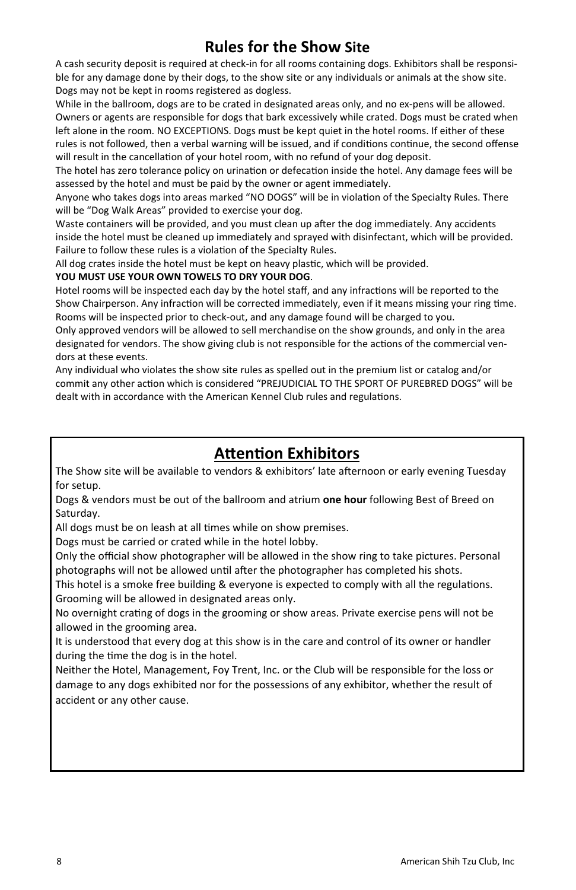## Rules for the Show Site

A cash security deposit is required at check-in for all rooms containing dogs. Exhibitors shall be responsible for any damage done by their dogs, to the show site or any individuals or animals at the show site. Dogs may not be kept in rooms registered as dogless.

While in the ballroom, dogs are to be crated in designated areas only, and no ex-pens will be allowed. Owners or agents are responsible for dogs that bark excessively while crated. Dogs must be crated when left alone in the room. NO EXCEPTIONS. Dogs must be kept quiet in the hotel rooms. If either of these rules is not followed, then a verbal warning will be issued, and if conditions continue, the second offense will result in the cancellation of your hotel room, with no refund of your dog deposit.

The hotel has zero tolerance policy on urination or defecation inside the hotel. Any damage fees will be assessed by the hotel and must be paid by the owner or agent immediately.

Anyone who takes dogs into areas marked "NO DOGS" will be in violation of the Specialty Rules. There will be "Dog Walk Areas" provided to exercise your dog.

Waste containers will be provided, and you must clean up after the dog immediately. Any accidents inside the hotel must be cleaned up immediately and sprayed with disinfectant, which will be provided. Failure to follow these rules is a violation of the Specialty Rules.

All dog crates inside the hotel must be kept on heavy plastic, which will be provided.

**YOU MUST USE YOUR OWN TOWELS TO DRY YOUR DOG**.

Hotel rooms will be inspected each day by the hotel staff, and any infractions will be reported to the Show Chairperson. Any infraction will be corrected immediately, even if it means missing your ring time. Rooms will be inspected prior to check-out, and any damage found will be charged to you.

Only approved vendors will be allowed to sell merchandise on the show grounds, and only in the area designated for vendors. The show giving club is not responsible for the actions of the commercial vendors at these events.

Any individual who violates the show site rules as spelled out in the premium list or catalog and/or commit any other action which is considered "PREJUDICIAL TO THE SPORT OF PUREBRED DOGS" will be dealt with in accordance with the American Kennel Club rules and regulations.

## Attention Exhibitors

The Show site will be available to vendors & exhibitors' late afternoon or early evening Tuesday for setup.

Dogs & vendors must be out of the ballroom and atrium **one hour** following Best of Breed on Saturday.

All dogs must be on leash at all times while on show premises.

Dogs must be carried or crated while in the hotel lobby.

Only the official show photographer will be allowed in the show ring to take pictures. Personal photographs will not be allowed until after the photographer has completed his shots.

This hotel is a smoke free building & everyone is expected to comply with all the regulations.

Grooming will be allowed in designated areas only.

No overnight crating of dogs in the grooming or show areas. Private exercise pens will not be allowed in the grooming area.

It is understood that every dog at this show is in the care and control of its owner or handler during the time the dog is in the hotel.

Neither the Hotel, Management, Foy Trent, Inc. or the Club will be responsible for the loss or damage to any dogs exhibited nor for the possessions of any exhibitor, whether the result of accident or any other cause.